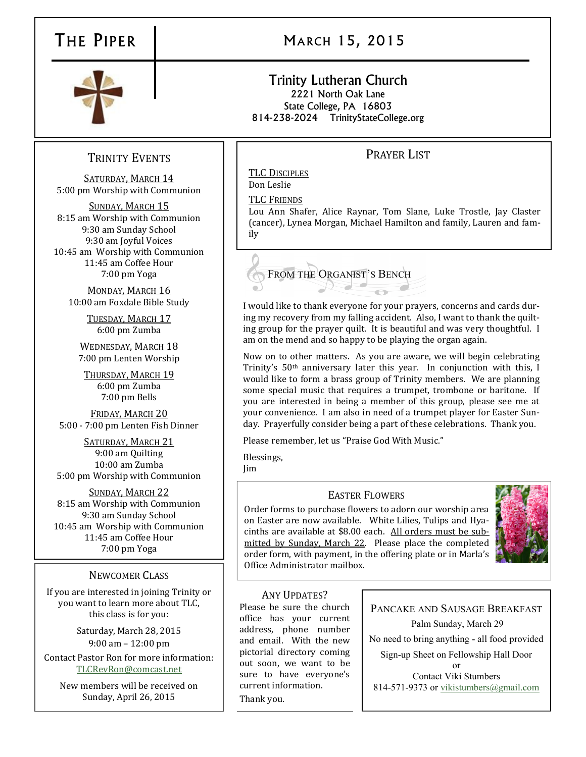# The Piper

## March 15, 2015

**Trinity Lutheran Church**
2221 North Oak Lane
State College, PA 16803
814-238-2024 TrinityStateCollege.org

## Trinity Events

**Saturday, March 14**
5:00 pm Worship with Communion

**Sunday, March 15**
8:15 am Worship with Communion
9:30 am Sunday School
9:30 am Joyful Voices
10:45 am Worship with Communion
11:45 am Coffee Hour
7:00 pm Yoga

**Monday, March 16**
10:00 am Foxdale Bible Study

**Tuesday, March 17**
6:00 pm Zumba

**Wednesday, March 18**
7:00 pm Lenten Worship

**Thursday, March 19**
6:00 pm Zumba
7:00 pm Bells

**Friday, March 20**
5:00 - 7:00 pm Lenten Fish Dinner

**Saturday, March 21**
9:00 am Quilting
10:00 am Zumba
5:00 pm Worship with Communion

**Sunday, March 22**
8:15 am Worship with Communion
9:30 am Sunday School
10:45 am Worship with Communion
11:45 am Coffee Hour
7:00 pm Yoga

## Newcomer Class

If you are interested in joining Trinity or you want to learn more about TLC, this class is for you:

Saturday, March 28, 2015
9:00 am – 12:00 pm

Contact Pastor Ron for more information: TLCRevRon@comcast.net

New members will be received on Sunday, April 26, 2015

## Prayer List

**TLC Disciples**
Don Leslie

**TLC Friends**
Lou Ann Shafer, Alice Raynar, Tom Slane, Luke Trostle, Jay Claster (cancer), Lynea Morgan, Michael Hamilton and family, Lauren and family

## From the Organist's Bench

I would like to thank everyone for your prayers, concerns and cards during my recovery from my falling accident. Also, I want to thank the quilting group for the prayer quilt. It is beautiful and was very thoughtful. I am on the mend and so happy to be playing the organ again.

Now on to other matters. As you are aware, we will begin celebrating Trinity's 50th anniversary later this year. In conjunction with this, I would like to form a brass group of Trinity members. We are planning some special music that requires a trumpet, trombone or baritone. If you are interested in being a member of this group, please see me at your convenience. I am also in need of a trumpet player for Easter Sunday. Prayerfully consider being a part of these celebrations. Thank you.

Please remember, let us "Praise God With Music."

Blessings,
Jim

## Easter Flowers

Order forms to purchase flowers to adorn our worship area on Easter are now available. White Lilies, Tulips and Hyacinths are available at $8.00 each. All orders must be submitted by Sunday, March 22. Please place the completed order form, with payment, in the offering plate or in Marla's Office Administrator mailbox.

## Any Updates?

Please be sure the church office has your current address, phone number and email. With the new pictorial directory coming out soon, we want to be sure to have everyone's current information.

Thank you.

## Pancake and Sausage Breakfast

Palm Sunday, March 29

No need to bring anything - all food provided

Sign-up Sheet on Fellowship Hall Door
or
Contact Viki Stumbers
814-571-9373 or vikistumbers@gmail.com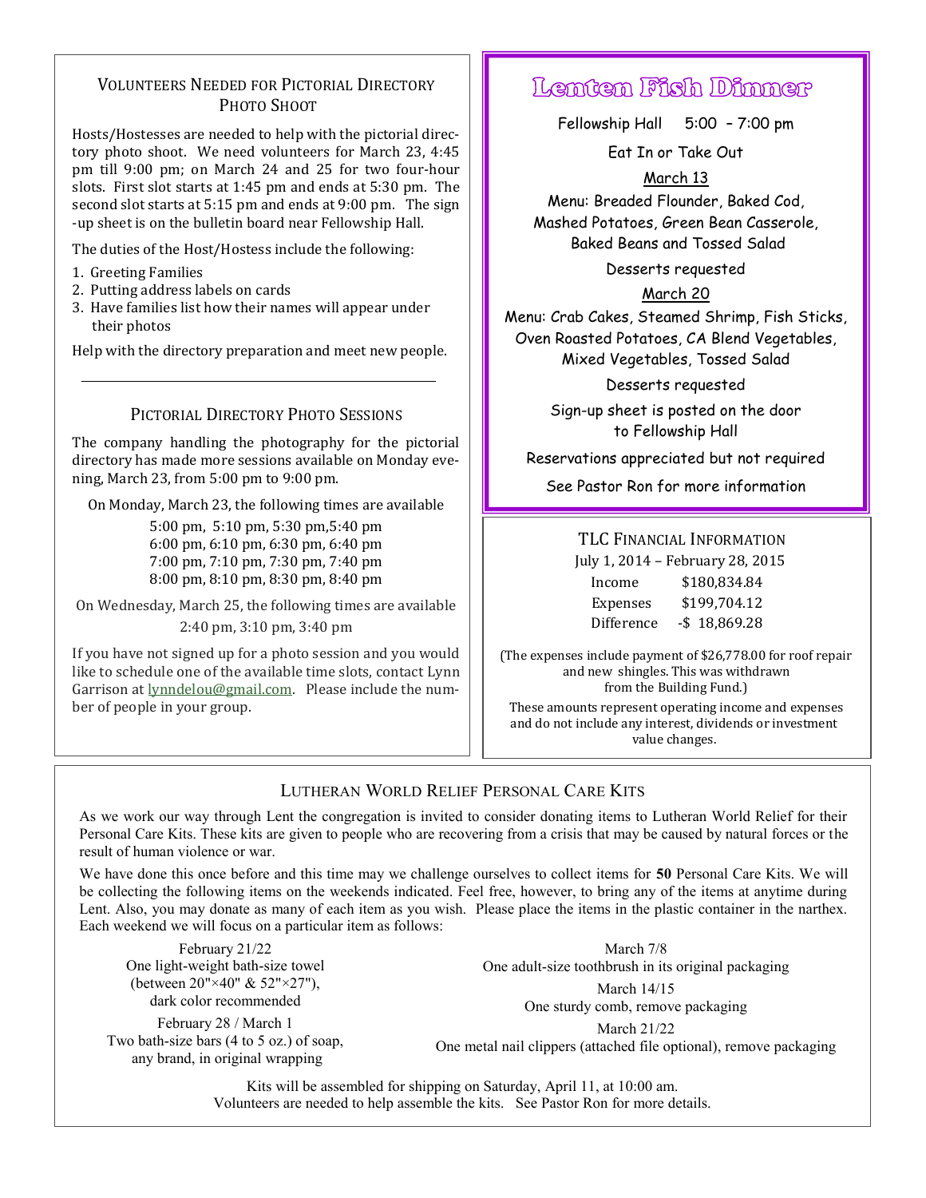## Volunteers Needed for Pictorial Directory Photo Shoot

Hosts/Hostesses are needed to help with the pictorial directory photo shoot. We need volunteers for March 23, 4:45 pm till 9:00 pm; on March 24 and 25 for two four-hour slots. First slot starts at 1:45 pm and ends at 5:30 pm. The second slot starts at 5:15 pm and ends at 9:00 pm. The sign-up sheet is on the bulletin board near Fellowship Hall.

The duties of the Host/Hostess include the following:

1. Greeting Families
2. Putting address labels on cards
3. Have families list how their names will appear under their photos

Help with the directory preparation and meet new people.

---

## Pictorial Directory Photo Sessions

The company handling the photography for the pictorial directory has made more sessions available on Monday evening, March 23, from 5:00 pm to 9:00 pm.

On Monday, March 23, the following times are available

5:00 pm, 5:10 pm, 5:30 pm, 5:40 pm
6:00 pm, 6:10 pm, 6:30 pm, 6:40 pm
7:00 pm, 7:10 pm, 7:30 pm, 7:40 pm
8:00 pm, 8:10 pm, 8:30 pm, 8:40 pm

On Wednesday, March 25, the following times are available

2:40 pm, 3:10 pm, 3:40 pm

If you have not signed up for a photo session and you would like to schedule one of the available time slots, contact Lynn Garrison at lynndelou@gmail.com. Please include the number of people in your group.

## Lenten Fish Dinner

Fellowship Hall 5:00 – 7:00 pm

Eat In or Take Out

**March 13**

Menu: Breaded Flounder, Baked Cod, Mashed Potatoes, Green Bean Casserole, Baked Beans and Tossed Salad

Desserts requested

**March 20**

Menu: Crab Cakes, Steamed Shrimp, Fish Sticks, Oven Roasted Potatoes, CA Blend Vegetables, Mixed Vegetables, Tossed Salad

Desserts requested

Sign-up sheet is posted on the door to Fellowship Hall

Reservations appreciated but not required

See Pastor Ron for more information

## TLC Financial Information

July 1, 2014 – February 28, 2015

| | |
|---|---|
| Income | $180,834.84 |
| Expenses | $199,704.12 |
| Difference | -$ 18,869.28 |

(The expenses include payment of $26,778.00 for roof repair and new shingles. This was withdrawn from the Building Fund.)

These amounts represent operating income and expenses and do not include any interest, dividends or investment value changes.

## Lutheran World Relief Personal Care Kits

As we work our way through Lent the congregation is invited to consider donating items to Lutheran World Relief for their Personal Care Kits. These kits are given to people who are recovering from a crisis that may be caused by natural forces or the result of human violence or war.

We have done this once before and this time may we challenge ourselves to collect items for **50** Personal Care Kits. We will be collecting the following items on the weekends indicated. Feel free, however, to bring any of the items at anytime during Lent. Also, you may donate as many of each item as you wish. Please place the items in the plastic container in the narthex. Each weekend we will focus on a particular item as follows:

February 21/22
One light-weight bath-size towel (between 20"×40" & 52"×27"), dark color recommended

February 28 / March 1
Two bath-size bars (4 to 5 oz.) of soap, any brand, in original wrapping

March 7/8
One adult-size toothbrush in its original packaging

March 14/15
One sturdy comb, remove packaging

March 21/22
One metal nail clippers (attached file optional), remove packaging

Kits will be assembled for shipping on Saturday, April 11, at 10:00 am.
Volunteers are needed to help assemble the kits. See Pastor Ron for more details.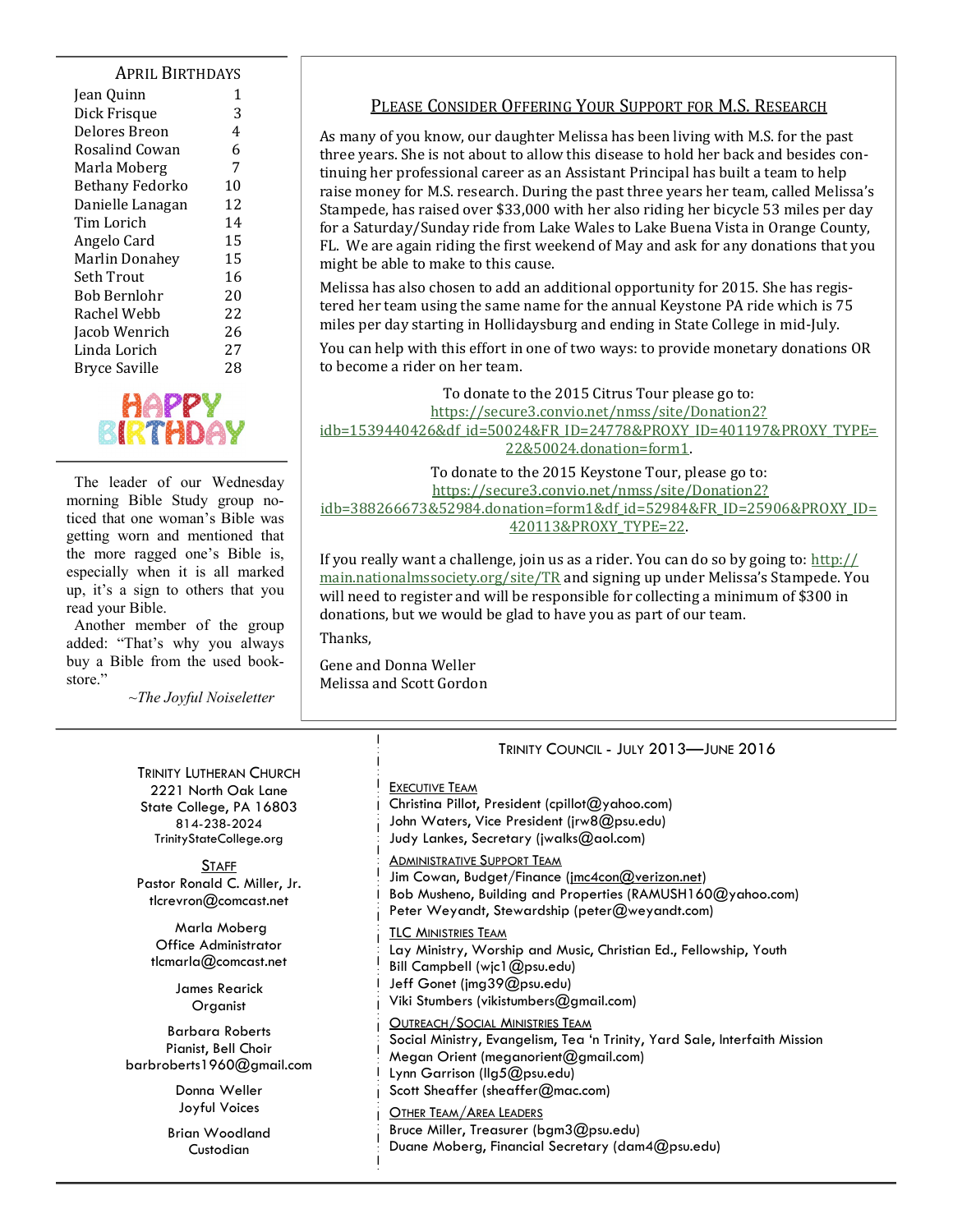## April Birthdays

| | |
|---|---|
| Jean Quinn | 1 |
| Dick Frisque | 3 |
| Delores Breon | 4 |
| Rosalind Cowan | 6 |
| Marla Moberg | 7 |
| Bethany Fedorko | 10 |
| Danielle Lanagan | 12 |
| Tim Lorich | 14 |
| Angelo Card | 15 |
| Marlin Donahey | 15 |
| Seth Trout | 16 |
| Bob Bernlohr | 20 |
| Rachel Webb | 22 |
| Jacob Wenrich | 26 |
| Linda Lorich | 27 |
| Bryce Saville | 28 |

HAPPY BIRTHDAY

The leader of our Wednesday morning Bible Study group noticed that one woman's Bible was getting worn and mentioned that the more ragged one's Bible is, especially when it is all marked up, it's a sign to others that you read your Bible.

Another member of the group added: "That's why you always buy a Bible from the used bookstore."

*~The Joyful Noiseletter*

## Please Consider Offering Your Support for M.S. Research

As many of you know, our daughter Melissa has been living with M.S. for the past three years. She is not about to allow this disease to hold her back and besides continuing her professional career as an Assistant Principal has built a team to help raise money for M.S. research. During the past three years her team, called Melissa's Stampede, has raised over $33,000 with her also riding her bicycle 53 miles per day for a Saturday/Sunday ride from Lake Wales to Lake Buena Vista in Orange County, FL. We are again riding the first weekend of May and ask for any donations that you might be able to make to this cause.

Melissa has also chosen to add an additional opportunity for 2015. She has registered her team using the same name for the annual Keystone PA ride which is 75 miles per day starting in Hollidaysburg and ending in State College in mid-July.

You can help with this effort in one of two ways: to provide monetary donations OR to become a rider on her team.

To donate to the 2015 Citrus Tour please go to:
https://secure3.convio.net/nmss/site/Donation2?idb=1539440426&df_id=50024&FR_ID=24778&PROXY_ID=401197&PROXY_TYPE=22&50024.donation=form1.

To donate to the 2015 Keystone Tour, please go to:
https://secure3.convio.net/nmss/site/Donation2?idb=388266673&52984.donation=form1&df_id=52984&FR_ID=25906&PROXY_ID=420113&PROXY_TYPE=22.

If you really want a challenge, join us as a rider. You can do so by going to: http://main.nationalmssociety.org/site/TR and signing up under Melissa's Stampede. You will need to register and will be responsible for collecting a minimum of $300 in donations, but we would be glad to have you as part of our team.

Thanks,

Gene and Donna Weller
Melissa and Scott Gordon

---

**Trinity Lutheran Church**
2221 North Oak Lane
State College, PA 16803
814-238-2024
TrinityStateCollege.org

**Staff**

Pastor Ronald C. Miller, Jr.
tlcrevron@comcast.net

Marla Moberg
Office Administrator
tlcmarla@comcast.net

James Rearick
Organist

Barbara Roberts
Pianist, Bell Choir
barbroberts1960@gmail.com

Donna Weller
Joyful Voices

Brian Woodland
Custodian

## Trinity Council - July 2013—June 2016

**Executive Team**
Christina Pillot, President (cpillot@yahoo.com)
John Waters, Vice President (jrw8@psu.edu)
Judy Lankes, Secretary (jwalks@aol.com)

**Administrative Support Team**
Jim Cowan, Budget/Finance (jmc4con@verizon.net)
Bob Musheno, Building and Properties (RAMUSH160@yahoo.com)
Peter Weyandt, Stewardship (peter@weyandt.com)

**TLC Ministries Team**
Lay Ministry, Worship and Music, Christian Ed., Fellowship, Youth
Bill Campbell (wjc1@psu.edu)
Jeff Gonet (jmg39@psu.edu)
Viki Stumbers (vikistumbers@gmail.com)

**Outreach/Social Ministries Team**
Social Ministry, Evangelism, Tea 'n Trinity, Yard Sale, Interfaith Mission
Megan Orient (meganorient@gmail.com)
Lynn Garrison (llg5@psu.edu)
Scott Sheaffer (sheaffer@mac.com)

**Other Team/Area Leaders**
Bruce Miller, Treasurer (bgm3@psu.edu)
Duane Moberg, Financial Secretary (dam4@psu.edu)